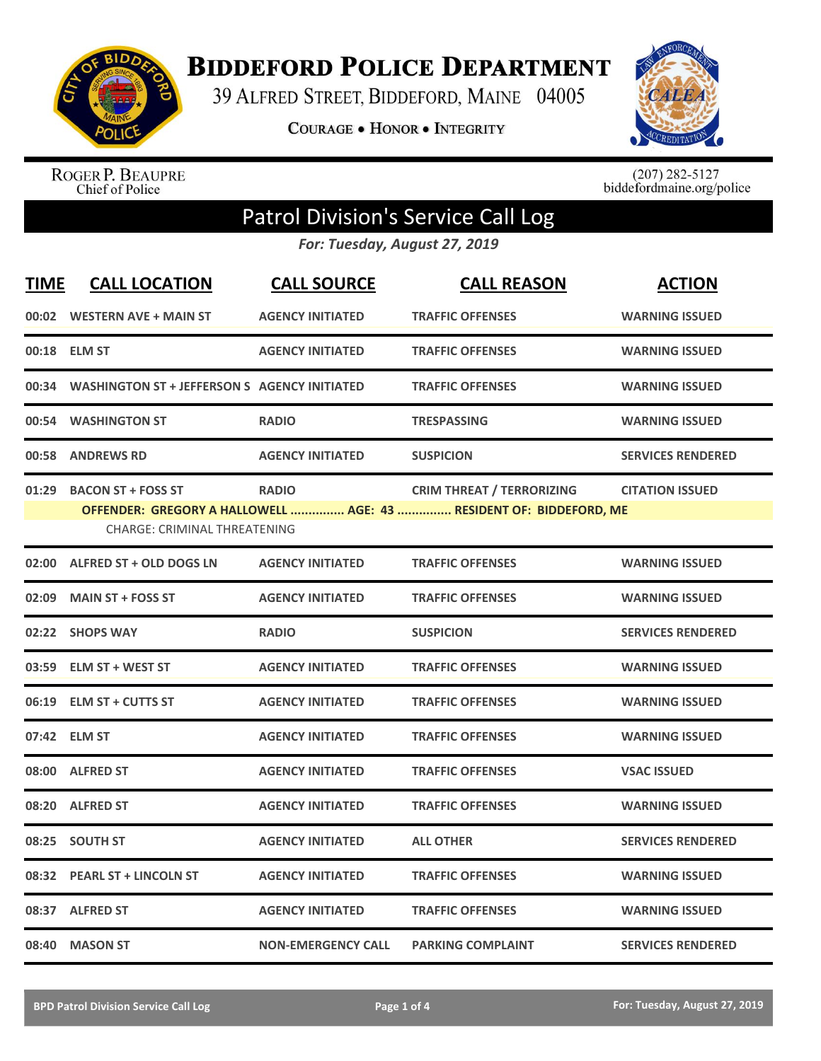# Biddeford Police Department

39 Alfred Street, Biddeford, Maine 04005

**Courage • Honor • Integrity**

Roger P. Beaupre
Chief of Police

(207) 282-5127
biddefordmaine.org/police

## Patrol Division's Service Call Log

*For: Tuesday, August 27, 2019*

| TIME | CALL LOCATION | CALL SOURCE | CALL REASON | ACTION |
|---|---|---|---|---|
| 00:02 | WESTERN AVE + MAIN ST | AGENCY INITIATED | TRAFFIC OFFENSES | WARNING ISSUED |
| 00:18 | ELM ST | AGENCY INITIATED | TRAFFIC OFFENSES | WARNING ISSUED |
| 00:34 | WASHINGTON ST + JEFFERSON S | AGENCY INITIATED | TRAFFIC OFFENSES | WARNING ISSUED |
| 00:54 | WASHINGTON ST | RADIO | TRESPASSING | WARNING ISSUED |
| 00:58 | ANDREWS RD | AGENCY INITIATED | SUSPICION | SERVICES RENDERED |
| 01:29 | BACON ST + FOSS ST | RADIO | CRIM THREAT / TERRORIZING | CITATION ISSUED |
| | OFFENDER: GREGORY A HALLOWELL ............... AGE: 43 ............... RESIDENT OF: BIDDEFORD, ME<br>CHARGE: CRIMINAL THREATENING | | | |
| 02:00 | ALFRED ST + OLD DOGS LN | AGENCY INITIATED | TRAFFIC OFFENSES | WARNING ISSUED |
| 02:09 | MAIN ST + FOSS ST | AGENCY INITIATED | TRAFFIC OFFENSES | WARNING ISSUED |
| 02:22 | SHOPS WAY | RADIO | SUSPICION | SERVICES RENDERED |
| 03:59 | ELM ST + WEST ST | AGENCY INITIATED | TRAFFIC OFFENSES | WARNING ISSUED |
| 06:19 | ELM ST + CUTTS ST | AGENCY INITIATED | TRAFFIC OFFENSES | WARNING ISSUED |
| 07:42 | ELM ST | AGENCY INITIATED | TRAFFIC OFFENSES | WARNING ISSUED |
| 08:00 | ALFRED ST | AGENCY INITIATED | TRAFFIC OFFENSES | VSAC ISSUED |
| 08:20 | ALFRED ST | AGENCY INITIATED | TRAFFIC OFFENSES | WARNING ISSUED |
| 08:25 | SOUTH ST | AGENCY INITIATED | ALL OTHER | SERVICES RENDERED |
| 08:32 | PEARL ST + LINCOLN ST | AGENCY INITIATED | TRAFFIC OFFENSES | WARNING ISSUED |
| 08:37 | ALFRED ST | AGENCY INITIATED | TRAFFIC OFFENSES | WARNING ISSUED |
| 08:40 | MASON ST | NON-EMERGENCY CALL | PARKING COMPLAINT | SERVICES RENDERED |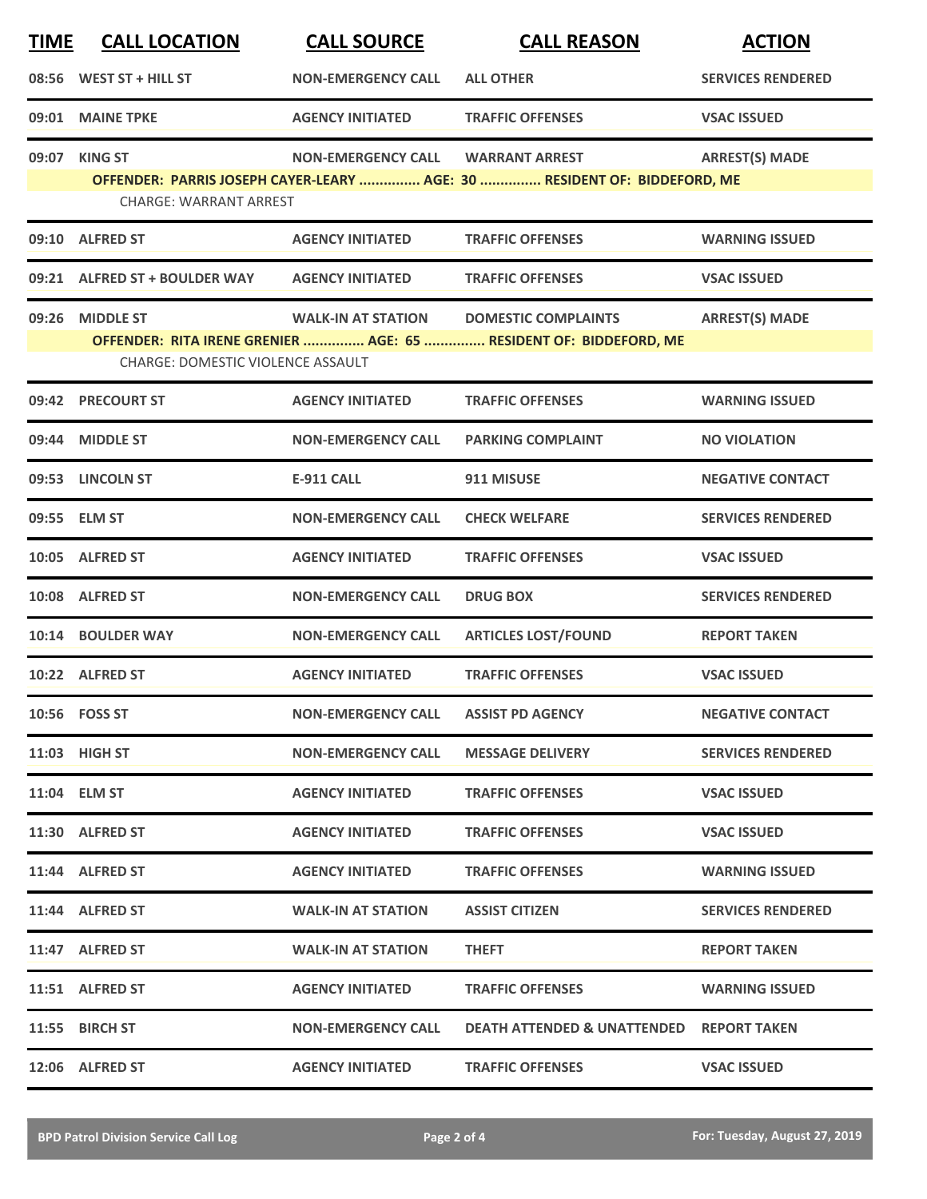| TIME | CALL LOCATION | CALL SOURCE | CALL REASON | ACTION |
|---|---|---|---|---|
| 08:56 | WEST ST + HILL ST | NON-EMERGENCY CALL | ALL OTHER | SERVICES RENDERED |
| 09:01 | MAINE TPKE | AGENCY INITIATED | TRAFFIC OFFENSES | VSAC ISSUED |
| 09:07 | KING ST | NON-EMERGENCY CALL | WARRANT ARREST | ARREST(S) MADE |
| | OFFENDER: PARRIS JOSEPH CAYER-LEARY ............... AGE: 30 ............... RESIDENT OF: BIDDEFORD, ME | | | |
| | CHARGE: WARRANT ARREST | | | |
| 09:10 | ALFRED ST | AGENCY INITIATED | TRAFFIC OFFENSES | WARNING ISSUED |
| 09:21 | ALFRED ST + BOULDER WAY | AGENCY INITIATED | TRAFFIC OFFENSES | VSAC ISSUED |
| 09:26 | MIDDLE ST | WALK-IN AT STATION | DOMESTIC COMPLAINTS | ARREST(S) MADE |
| | OFFENDER: RITA IRENE GRENIER ............... AGE: 65 ............... RESIDENT OF: BIDDEFORD, ME | | | |
| | CHARGE: DOMESTIC VIOLENCE ASSAULT | | | |
| 09:42 | PRECOURT ST | AGENCY INITIATED | TRAFFIC OFFENSES | WARNING ISSUED |
| 09:44 | MIDDLE ST | NON-EMERGENCY CALL | PARKING COMPLAINT | NO VIOLATION |
| 09:53 | LINCOLN ST | E-911 CALL | 911 MISUSE | NEGATIVE CONTACT |
| 09:55 | ELM ST | NON-EMERGENCY CALL | CHECK WELFARE | SERVICES RENDERED |
| 10:05 | ALFRED ST | AGENCY INITIATED | TRAFFIC OFFENSES | VSAC ISSUED |
| 10:08 | ALFRED ST | NON-EMERGENCY CALL | DRUG BOX | SERVICES RENDERED |
| 10:14 | BOULDER WAY | NON-EMERGENCY CALL | ARTICLES LOST/FOUND | REPORT TAKEN |
| 10:22 | ALFRED ST | AGENCY INITIATED | TRAFFIC OFFENSES | VSAC ISSUED |
| 10:56 | FOSS ST | NON-EMERGENCY CALL | ASSIST PD AGENCY | NEGATIVE CONTACT |
| 11:03 | HIGH ST | NON-EMERGENCY CALL | MESSAGE DELIVERY | SERVICES RENDERED |
| 11:04 | ELM ST | AGENCY INITIATED | TRAFFIC OFFENSES | VSAC ISSUED |
| 11:30 | ALFRED ST | AGENCY INITIATED | TRAFFIC OFFENSES | VSAC ISSUED |
| 11:44 | ALFRED ST | AGENCY INITIATED | TRAFFIC OFFENSES | WARNING ISSUED |
| 11:44 | ALFRED ST | WALK-IN AT STATION | ASSIST CITIZEN | SERVICES RENDERED |
| 11:47 | ALFRED ST | WALK-IN AT STATION | THEFT | REPORT TAKEN |
| 11:51 | ALFRED ST | AGENCY INITIATED | TRAFFIC OFFENSES | WARNING ISSUED |
| 11:55 | BIRCH ST | NON-EMERGENCY CALL | DEATH ATTENDED & UNATTENDED | REPORT TAKEN |
| 12:06 | ALFRED ST | AGENCY INITIATED | TRAFFIC OFFENSES | VSAC ISSUED |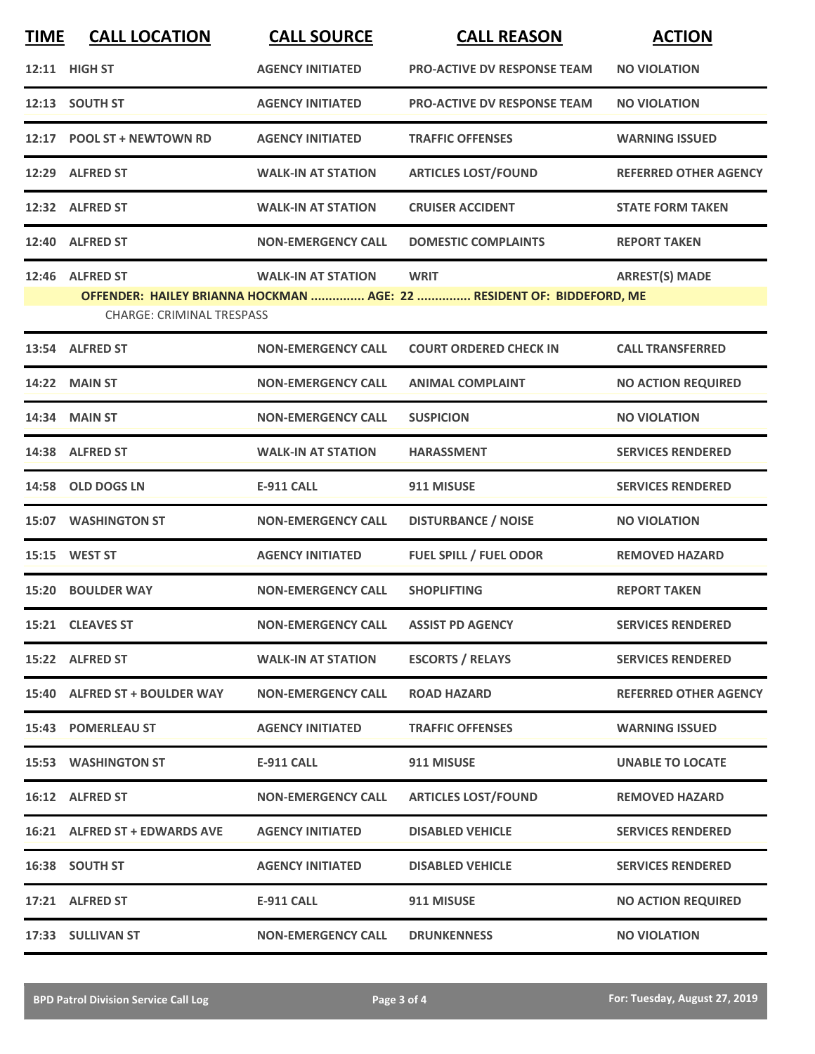| TIME | CALL LOCATION | CALL SOURCE | CALL REASON | ACTION |
|---|---|---|---|---|
| 12:11 | HIGH ST | AGENCY INITIATED | PRO-ACTIVE DV RESPONSE TEAM | NO VIOLATION |
| 12:13 | SOUTH ST | AGENCY INITIATED | PRO-ACTIVE DV RESPONSE TEAM | NO VIOLATION |
| 12:17 | POOL ST + NEWTOWN RD | AGENCY INITIATED | TRAFFIC OFFENSES | WARNING ISSUED |
| 12:29 | ALFRED ST | WALK-IN AT STATION | ARTICLES LOST/FOUND | REFERRED OTHER AGENCY |
| 12:32 | ALFRED ST | WALK-IN AT STATION | CRUISER ACCIDENT | STATE FORM TAKEN |
| 12:40 | ALFRED ST | NON-EMERGENCY CALL | DOMESTIC COMPLAINTS | REPORT TAKEN |
| 12:46 | ALFRED ST | WALK-IN AT STATION | WRIT | ARREST(S) MADE |
| | OFFENDER: HAILEY BRIANNA HOCKMAN ............... AGE: 22 ............... RESIDENT OF: BIDDEFORD, ME | | | |
| | CHARGE: CRIMINAL TRESPASS | | | |
| 13:54 | ALFRED ST | NON-EMERGENCY CALL | COURT ORDERED CHECK IN | CALL TRANSFERRED |
| 14:22 | MAIN ST | NON-EMERGENCY CALL | ANIMAL COMPLAINT | NO ACTION REQUIRED |
| 14:34 | MAIN ST | NON-EMERGENCY CALL | SUSPICION | NO VIOLATION |
| 14:38 | ALFRED ST | WALK-IN AT STATION | HARASSMENT | SERVICES RENDERED |
| 14:58 | OLD DOGS LN | E-911 CALL | 911 MISUSE | SERVICES RENDERED |
| 15:07 | WASHINGTON ST | NON-EMERGENCY CALL | DISTURBANCE / NOISE | NO VIOLATION |
| 15:15 | WEST ST | AGENCY INITIATED | FUEL SPILL / FUEL ODOR | REMOVED HAZARD |
| 15:20 | BOULDER WAY | NON-EMERGENCY CALL | SHOPLIFTING | REPORT TAKEN |
| 15:21 | CLEAVES ST | NON-EMERGENCY CALL | ASSIST PD AGENCY | SERVICES RENDERED |
| 15:22 | ALFRED ST | WALK-IN AT STATION | ESCORTS / RELAYS | SERVICES RENDERED |
| 15:40 | ALFRED ST + BOULDER WAY | NON-EMERGENCY CALL | ROAD HAZARD | REFERRED OTHER AGENCY |
| 15:43 | POMERLEAU ST | AGENCY INITIATED | TRAFFIC OFFENSES | WARNING ISSUED |
| 15:53 | WASHINGTON ST | E-911 CALL | 911 MISUSE | UNABLE TO LOCATE |
| 16:12 | ALFRED ST | NON-EMERGENCY CALL | ARTICLES LOST/FOUND | REMOVED HAZARD |
| 16:21 | ALFRED ST + EDWARDS AVE | AGENCY INITIATED | DISABLED VEHICLE | SERVICES RENDERED |
| 16:38 | SOUTH ST | AGENCY INITIATED | DISABLED VEHICLE | SERVICES RENDERED |
| 17:21 | ALFRED ST | E-911 CALL | 911 MISUSE | NO ACTION REQUIRED |
| 17:33 | SULLIVAN ST | NON-EMERGENCY CALL | DRUNKENNESS | NO VIOLATION |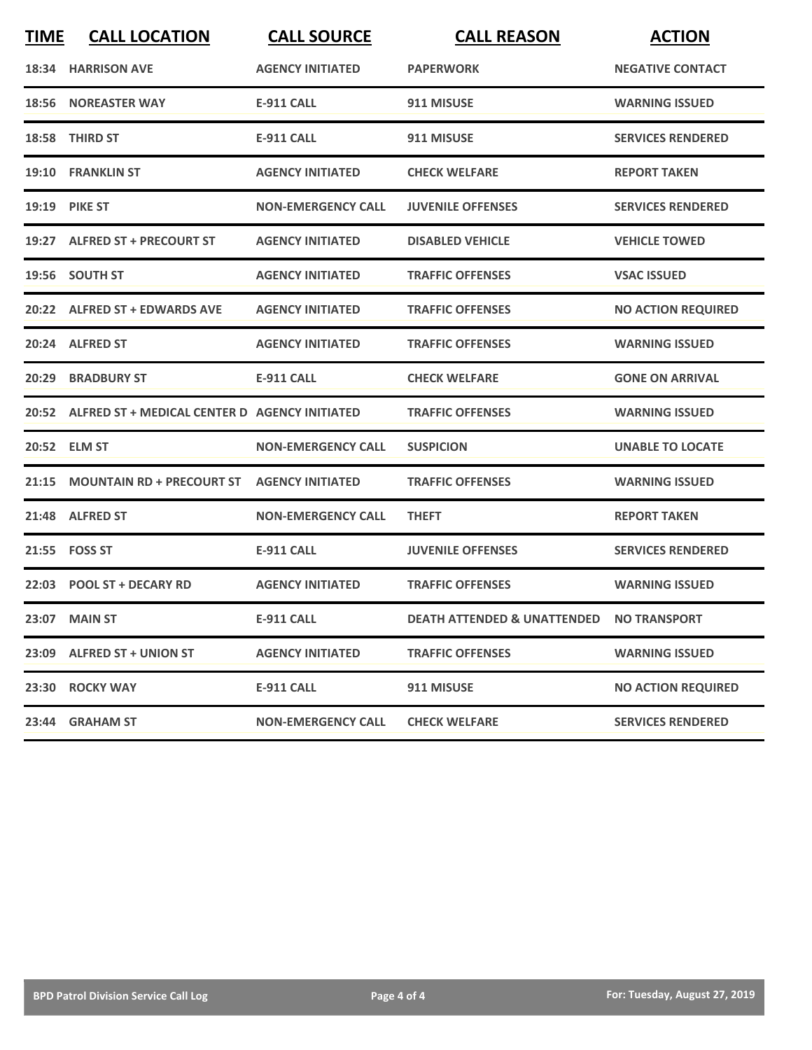| TIME | CALL LOCATION | CALL SOURCE | CALL REASON | ACTION |
| --- | --- | --- | --- | --- |
| 18:34 | HARRISON AVE | AGENCY INITIATED | PAPERWORK | NEGATIVE CONTACT |
| 18:56 | NOREASTER WAY | E-911 CALL | 911 MISUSE | WARNING ISSUED |
| 18:58 | THIRD ST | E-911 CALL | 911 MISUSE | SERVICES RENDERED |
| 19:10 | FRANKLIN ST | AGENCY INITIATED | CHECK WELFARE | REPORT TAKEN |
| 19:19 | PIKE ST | NON-EMERGENCY CALL | JUVENILE OFFENSES | SERVICES RENDERED |
| 19:27 | ALFRED ST + PRECOURT ST | AGENCY INITIATED | DISABLED VEHICLE | VEHICLE TOWED |
| 19:56 | SOUTH ST | AGENCY INITIATED | TRAFFIC OFFENSES | VSAC ISSUED |
| 20:22 | ALFRED ST + EDWARDS AVE | AGENCY INITIATED | TRAFFIC OFFENSES | NO ACTION REQUIRED |
| 20:24 | ALFRED ST | AGENCY INITIATED | TRAFFIC OFFENSES | WARNING ISSUED |
| 20:29 | BRADBURY ST | E-911 CALL | CHECK WELFARE | GONE ON ARRIVAL |
| 20:52 | ALFRED ST + MEDICAL CENTER D | AGENCY INITIATED | TRAFFIC OFFENSES | WARNING ISSUED |
| 20:52 | ELM ST | NON-EMERGENCY CALL | SUSPICION | UNABLE TO LOCATE |
| 21:15 | MOUNTAIN RD + PRECOURT ST | AGENCY INITIATED | TRAFFIC OFFENSES | WARNING ISSUED |
| 21:48 | ALFRED ST | NON-EMERGENCY CALL | THEFT | REPORT TAKEN |
| 21:55 | FOSS ST | E-911 CALL | JUVENILE OFFENSES | SERVICES RENDERED |
| 22:03 | POOL ST + DECARY RD | AGENCY INITIATED | TRAFFIC OFFENSES | WARNING ISSUED |
| 23:07 | MAIN ST | E-911 CALL | DEATH ATTENDED & UNATTENDED | NO TRANSPORT |
| 23:09 | ALFRED ST + UNION ST | AGENCY INITIATED | TRAFFIC OFFENSES | WARNING ISSUED |
| 23:30 | ROCKY WAY | E-911 CALL | 911 MISUSE | NO ACTION REQUIRED |
| 23:44 | GRAHAM ST | NON-EMERGENCY CALL | CHECK WELFARE | SERVICES RENDERED |